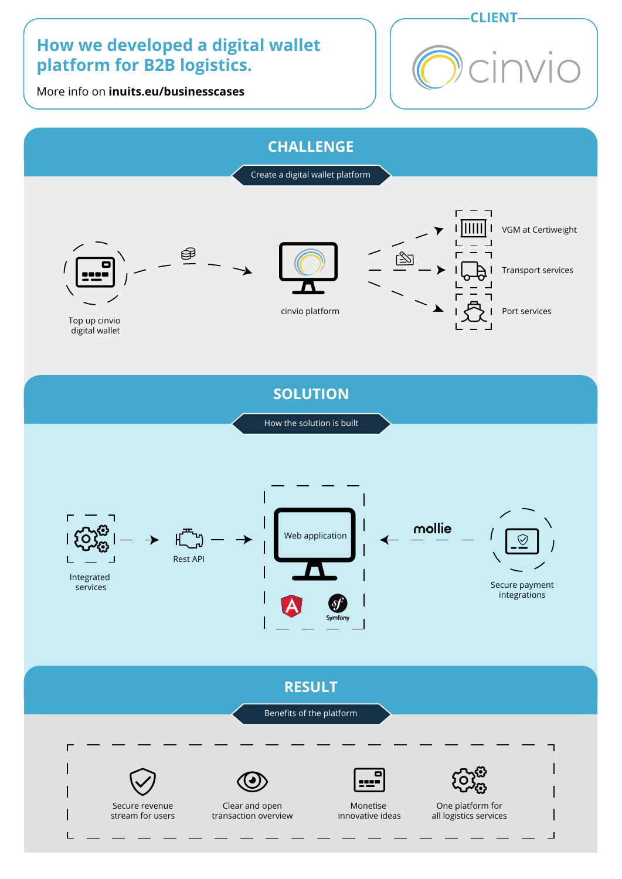# How we developed a digital wallet platform for B2B logistics.

More info on **inuits.eu/businesscases**

**CLIENT**

cinvio

## CHALLENGE

Create a digital wallet platform

Top up cinvio digital wallet

cinvio platform

VGM at Certiweight

Transport services

Port services

## SOLUTION

How the solution is built

Integrated services

Rest API

Web application

Symfony

mollie

Secure payment integrations

## RESULT

Benefits of the platform

- Secure revenue stream for users
- Clear and open transaction overview
- Monetise innovative ideas
- One platform for all logistics services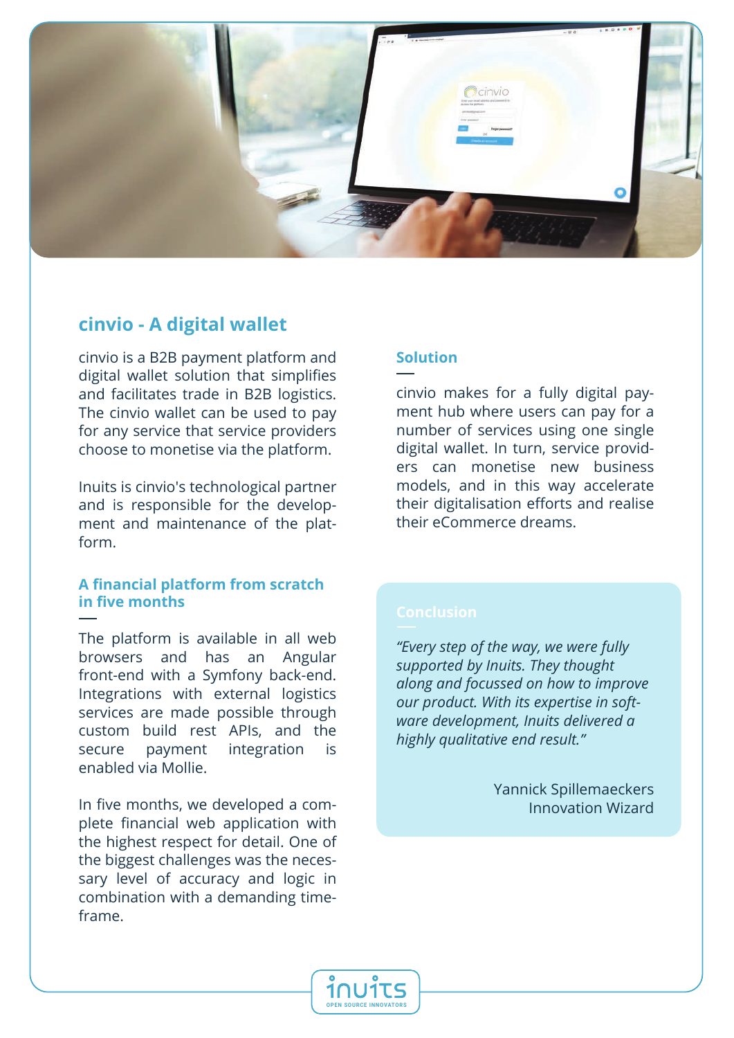## cinvio - A digital wallet

cinvio is a B2B payment platform and digital wallet solution that simplifies and facilitates trade in B2B logistics. The cinvio wallet can be used to pay for any service that service providers choose to monetise via the platform.

Inuits is cinvio's technological partner and is responsible for the development and maintenance of the platform.

### A financial platform from scratch in five months

The platform is available in all web browsers and has an Angular front-end with a Symfony back-end. Integrations with external logistics services are made possible through custom build rest APIs, and the secure payment integration is enabled via Mollie.

In five months, we developed a complete financial web application with the highest respect for detail. One of the biggest challenges was the necessary level of accuracy and logic in combination with a demanding timeframe.

### Solution

cinvio makes for a fully digital payment hub where users can pay for a number of services using one single digital wallet. In turn, service providers can monetise new business models, and in this way accelerate their digitalisation efforts and realise their eCommerce dreams.

### Conclusion

*"Every step of the way, we were fully supported by Inuits. They thought along and focussed on how to improve our product. With its expertise in software development, Inuits delivered a highly qualitative end result."*

Yannick Spillemaeckers
Innovation Wizard

inuits
OPEN SOURCE INNOVATORS